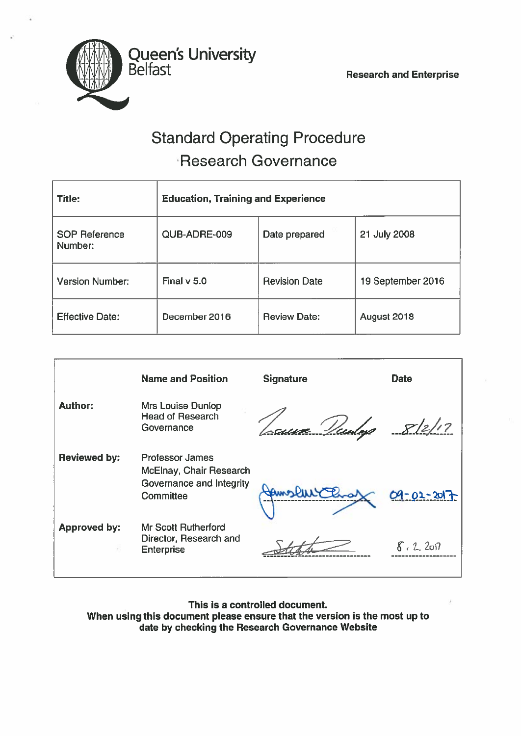Queen's University Belfast

Research and Enterprise

# Standard Operating Procedure
# Research Governance

| Title: | Education, Training and Experience | | |
|---|---|---|---|
| SOP Reference Number: | QUB-ADRE-009 | Date prepared | 21 July 2008 |
| Version Number: | Final v 5.0 | Revision Date | 19 September 2016 |
| Effective Date: | December 2016 | Review Date: | August 2018 |

| | Name and Position | Signature | Date |
|---|---|---|---|
| Author: | Mrs Louise Dunlop Head of Research Governance | Louise Dunlop | 8/2/17 |
| Reviewed by: | Professor James McElnay, Chair Research Governance and Integrity Committee | James McElnay | 09-02-2017 |
| Approved by: | Mr Scott Rutherford Director, Research and Enterprise | [signature] | 8.2.2017 |

**This is a controlled document.**
**When using this document please ensure that the version is the most up to date by checking the Research Governance Website**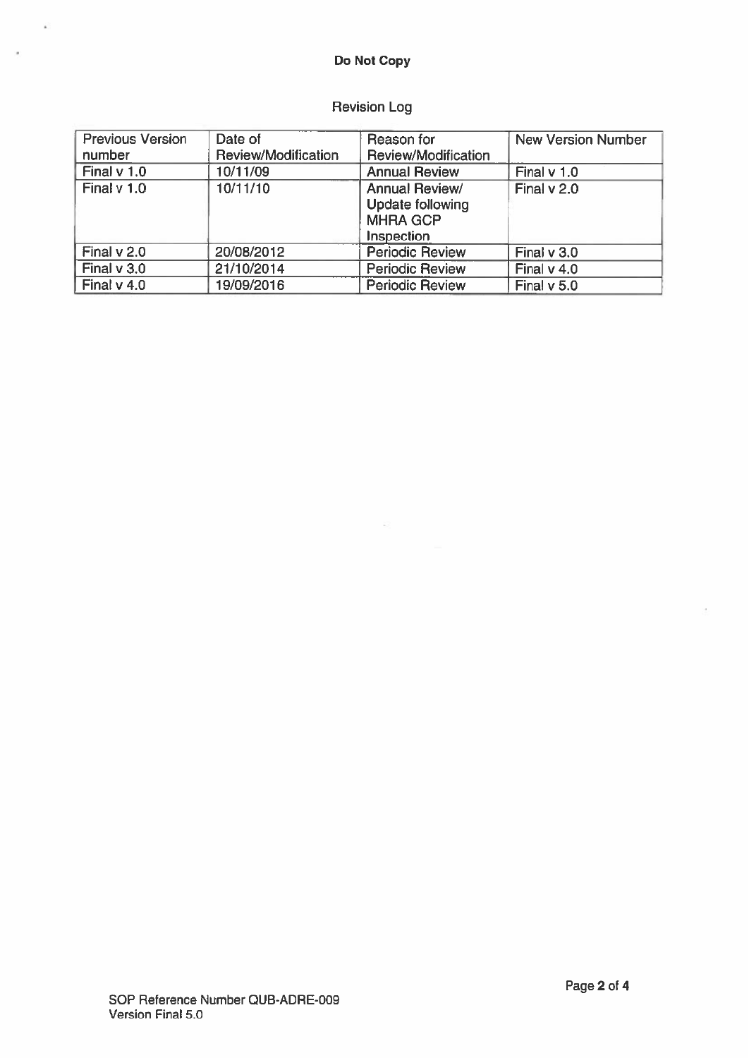**Do Not Copy**

Revision Log

| Previous Version number | Date of Review/Modification | Reason for Review/Modification | New Version Number |
|---|---|---|---|
| Final v 1.0 | 10/11/09 | Annual Review | Final v 1.0 |
| Final v 1.0 | 10/11/10 | Annual Review/ Update following MHRA GCP Inspection | Final v 2.0 |
| Final v 2.0 | 20/08/2012 | Periodic Review | Final v 3.0 |
| Final v 3.0 | 21/10/2014 | Periodic Review | Final v 4.0 |
| Final v 4.0 | 19/09/2016 | Periodic Review | Final v 5.0 |

SOP Reference Number QUB-ADRE-009
Version Final 5.0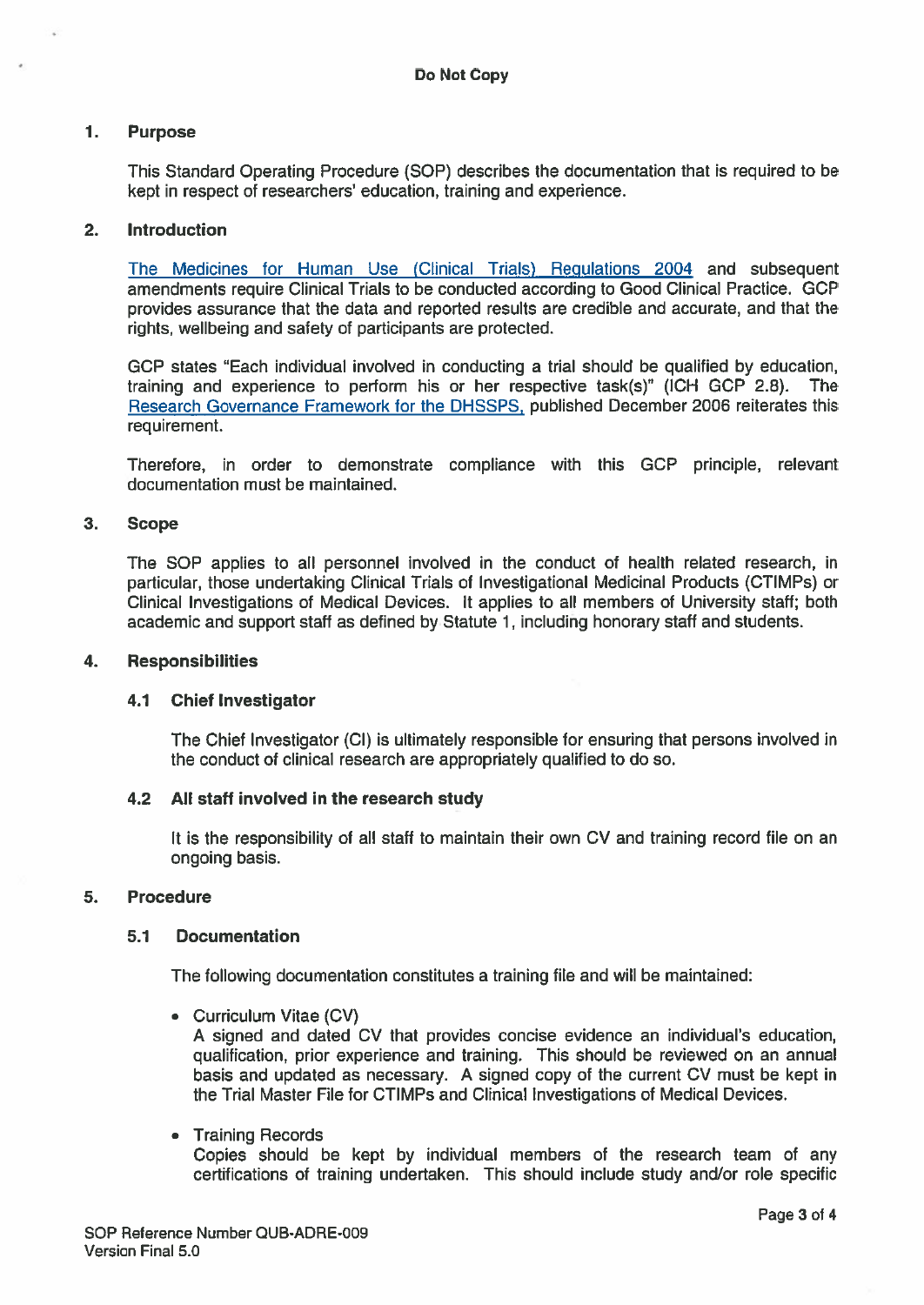## 1. Purpose

This Standard Operating Procedure (SOP) describes the documentation that is required to be kept in respect of researchers' education, training and experience.

## 2. Introduction

The Medicines for Human Use (Clinical Trials) Regulations 2004 and subsequent amendments require Clinical Trials to be conducted according to Good Clinical Practice. GCP provides assurance that the data and reported results are credible and accurate, and that the rights, wellbeing and safety of participants are protected.

GCP states "Each individual involved in conducting a trial should be qualified by education, training and experience to perform his or her respective task(s)" (ICH GCP 2.8). The Research Governance Framework for the DHSSPS, published December 2006 reiterates this requirement.

Therefore, in order to demonstrate compliance with this GCP principle, relevant documentation must be maintained.

## 3. Scope

The SOP applies to all personnel involved in the conduct of health related research, in particular, those undertaking Clinical Trials of Investigational Medicinal Products (CTIMPs) or Clinical Investigations of Medical Devices. It applies to all members of University staff; both academic and support staff as defined by Statute 1, including honorary staff and students.

## 4. Responsibilities

### 4.1 Chief Investigator

The Chief Investigator (CI) is ultimately responsible for ensuring that persons involved in the conduct of clinical research are appropriately qualified to do so.

### 4.2 All staff involved in the research study

It is the responsibility of all staff to maintain their own CV and training record file on an ongoing basis.

## 5. Procedure

### 5.1 Documentation

The following documentation constitutes a training file and will be maintained:

- Curriculum Vitae (CV)
  A signed and dated CV that provides concise evidence an individual's education, qualification, prior experience and training. This should be reviewed on an annual basis and updated as necessary. A signed copy of the current CV must be kept in the Trial Master File for CTIMPs and Clinical Investigations of Medical Devices.

- Training Records
  Copies should be kept by individual members of the research team of any certifications of training undertaken. This should include study and/or role specific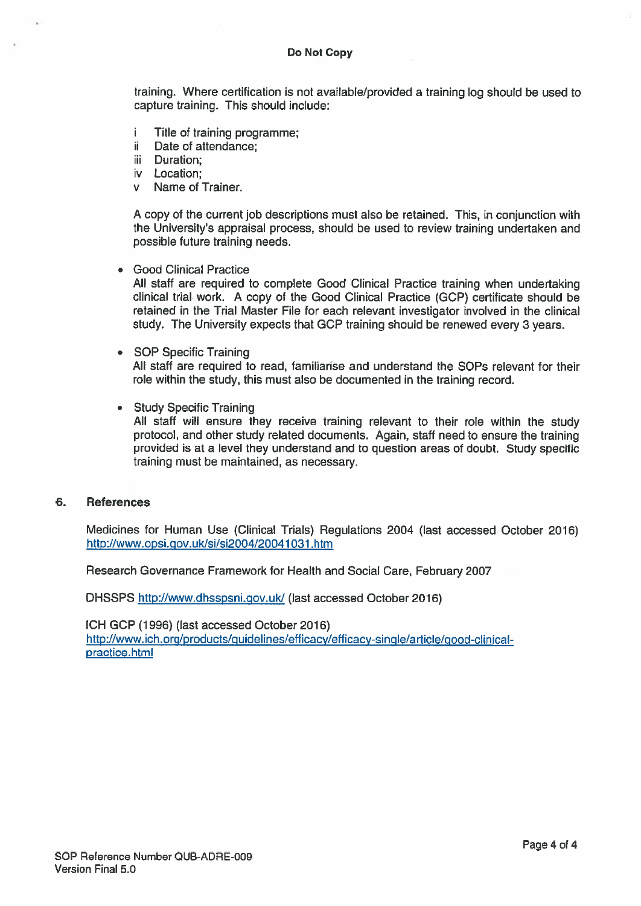training. Where certification is not available/provided a training log should be used to capture training. This should include:

i Title of training programme;
ii Date of attendance;
iii Duration;
iv Location;
v Name of Trainer.

A copy of the current job descriptions must also be retained. This, in conjunction with the University's appraisal process, should be used to review training undertaken and possible future training needs.

- Good Clinical Practice
  All staff are required to complete Good Clinical Practice training when undertaking clinical trial work. A copy of the Good Clinical Practice (GCP) certificate should be retained in the Trial Master File for each relevant investigator involved in the clinical study. The University expects that GCP training should be renewed every 3 years.

- SOP Specific Training
  All staff are required to read, familiarise and understand the SOPs relevant for their role within the study, this must also be documented in the training record.

- Study Specific Training
  All staff will ensure they receive training relevant to their role within the study protocol, and other study related documents. Again, staff need to ensure the training provided is at a level they understand and to question areas of doubt. Study specific training must be maintained, as necessary.

## 6. References

Medicines for Human Use (Clinical Trials) Regulations 2004 (last accessed October 2016) http://www.opsi.gov.uk/si/si2004/20041031.htm

Research Governance Framework for Health and Social Care, February 2007

DHSSPS http://www.dhsspsni.gov.uk/ (last accessed October 2016)

ICH GCP (1996) (last accessed October 2016)
http://www.ich.org/products/guidelines/efficacy/efficacy-single/article/good-clinical-practice.html